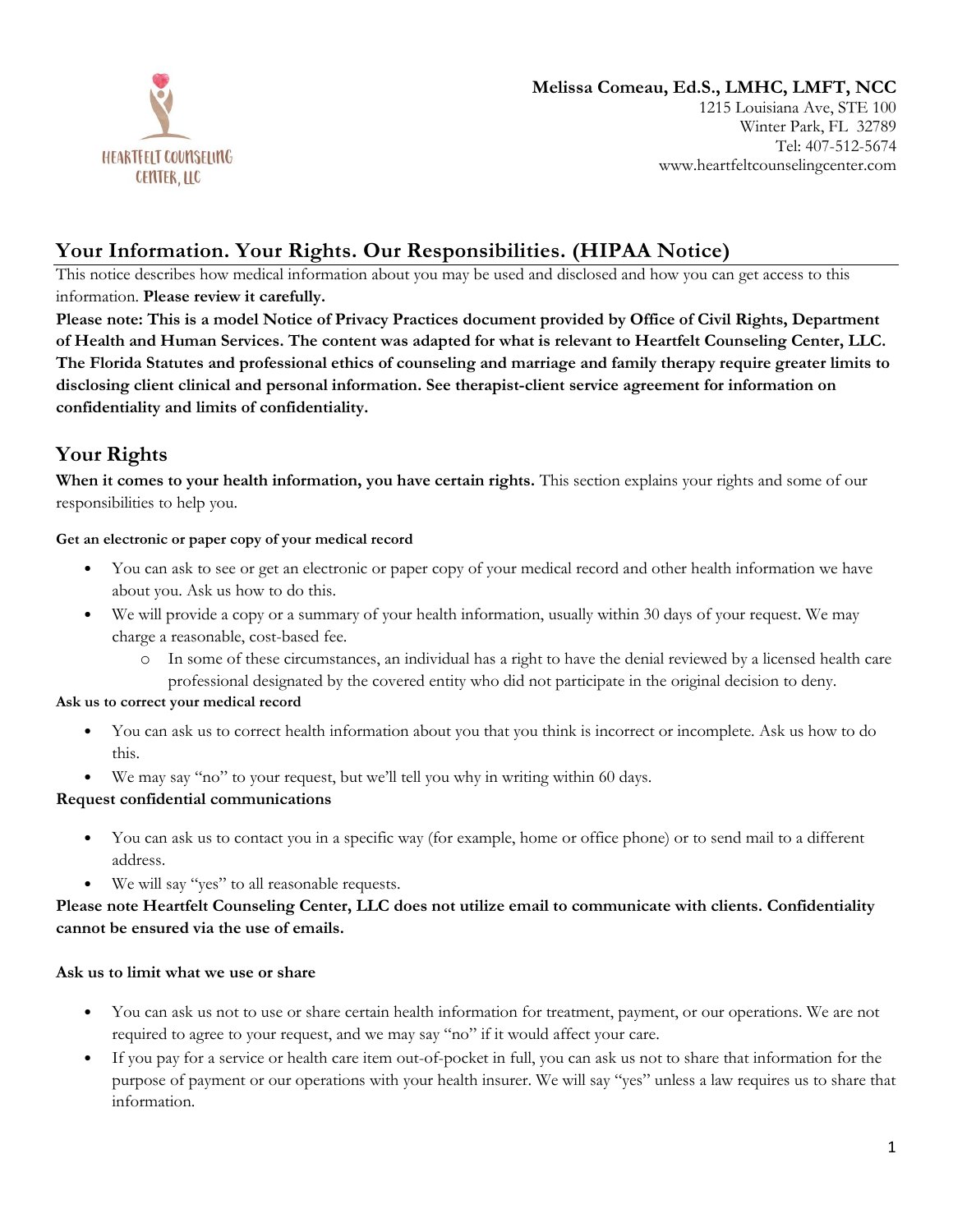HEARTFELT COUNSELING CENTER, LLC

**Melissa Comeau, Ed.S., LMHC, LMFT, NCC**
1215 Louisiana Ave, STE 100
Winter Park, FL 32789
Tel: 407-512-5674
www.heartfeltcounselingcenter.com

## Your Information. Your Rights. Our Responsibilities. (HIPAA Notice)

This notice describes how medical information about you may be used and disclosed and how you can get access to this information. **Please review it carefully.**

**Please note: This is a model Notice of Privacy Practices document provided by Office of Civil Rights, Department of Health and Human Services. The content was adapted for what is relevant to Heartfelt Counseling Center, LLC. The Florida Statutes and professional ethics of counseling and marriage and family therapy require greater limits to disclosing client clinical and personal information. See therapist-client service agreement for information on confidentiality and limits of confidentiality.**

## Your Rights

**When it comes to your health information, you have certain rights.** This section explains your rights and some of our responsibilities to help you.

#### Get an electronic or paper copy of your medical record

- You can ask to see or get an electronic or paper copy of your medical record and other health information we have about you. Ask us how to do this.
- We will provide a copy or a summary of your health information, usually within 30 days of your request. We may charge a reasonable, cost-based fee.
  - In some of these circumstances, an individual has a right to have the denial reviewed by a licensed health care professional designated by the covered entity who did not participate in the original decision to deny.

#### Ask us to correct your medical record

- You can ask us to correct health information about you that you think is incorrect or incomplete. Ask us how to do this.
- We may say "no" to your request, but we'll tell you why in writing within 60 days.

#### Request confidential communications

- You can ask us to contact you in a specific way (for example, home or office phone) or to send mail to a different address.
- We will say "yes" to all reasonable requests.

**Please note Heartfelt Counseling Center, LLC does not utilize email to communicate with clients. Confidentiality cannot be ensured via the use of emails.**

#### Ask us to limit what we use or share

- You can ask us not to use or share certain health information for treatment, payment, or our operations. We are not required to agree to your request, and we may say "no" if it would affect your care.
- If you pay for a service or health care item out-of-pocket in full, you can ask us not to share that information for the purpose of payment or our operations with your health insurer. We will say "yes" unless a law requires us to share that information.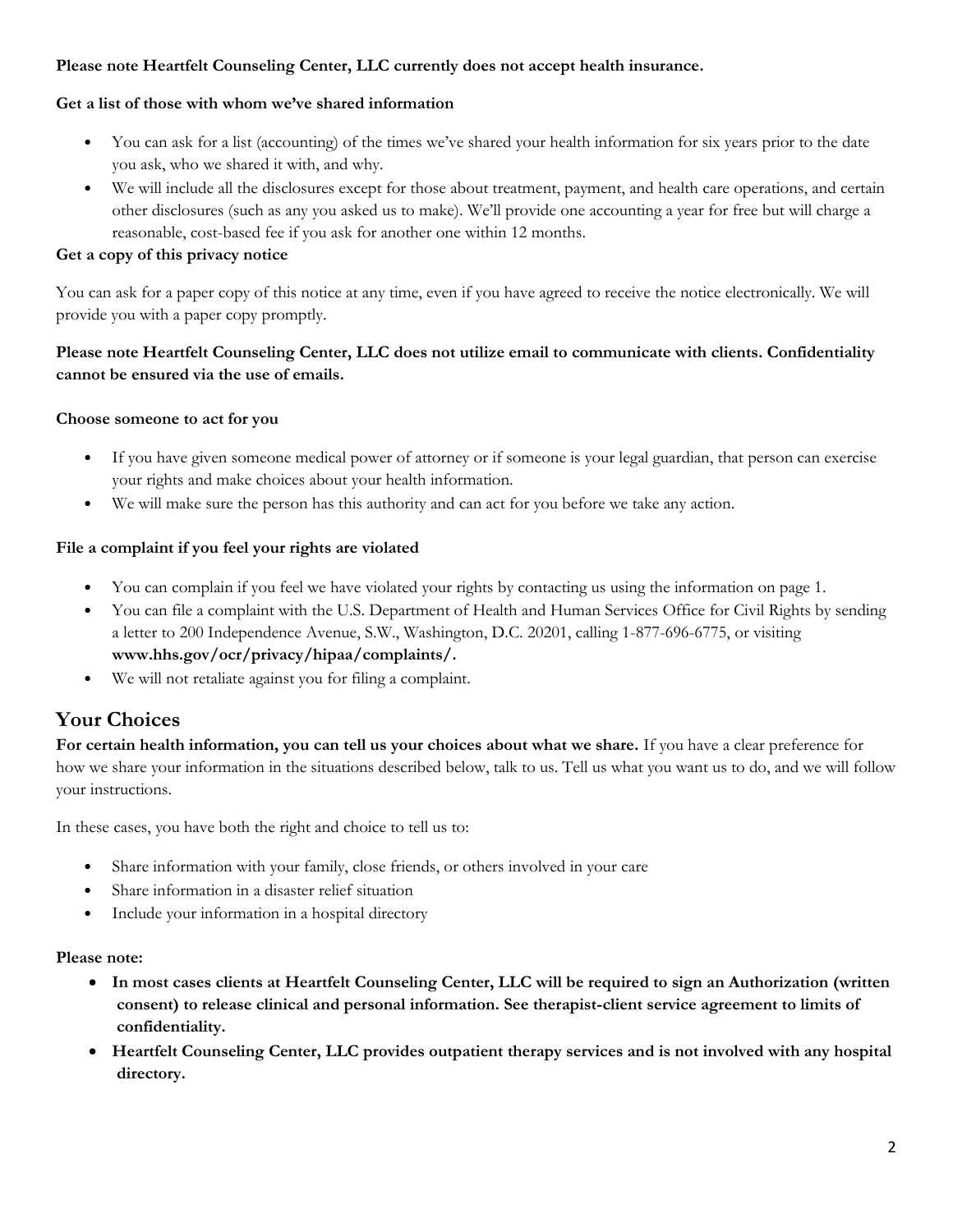**Please note Heartfelt Counseling Center, LLC currently does not accept health insurance.**

**Get a list of those with whom we've shared information**

- You can ask for a list (accounting) of the times we've shared your health information for six years prior to the date you ask, who we shared it with, and why.
- We will include all the disclosures except for those about treatment, payment, and health care operations, and certain other disclosures (such as any you asked us to make). We'll provide one accounting a year for free but will charge a reasonable, cost-based fee if you ask for another one within 12 months.

**Get a copy of this privacy notice**

You can ask for a paper copy of this notice at any time, even if you have agreed to receive the notice electronically. We will provide you with a paper copy promptly.

**Please note Heartfelt Counseling Center, LLC does not utilize email to communicate with clients. Confidentiality cannot be ensured via the use of emails.**

**Choose someone to act for you**

- If you have given someone medical power of attorney or if someone is your legal guardian, that person can exercise your rights and make choices about your health information.
- We will make sure the person has this authority and can act for you before we take any action.

**File a complaint if you feel your rights are violated**

- You can complain if you feel we have violated your rights by contacting us using the information on page 1.
- You can file a complaint with the U.S. Department of Health and Human Services Office for Civil Rights by sending a letter to 200 Independence Avenue, S.W., Washington, D.C. 20201, calling 1-877-696-6775, or visiting **www.hhs.gov/ocr/privacy/hipaa/complaints/.**
- We will not retaliate against you for filing a complaint.

## Your Choices

**For certain health information, you can tell us your choices about what we share.** If you have a clear preference for how we share your information in the situations described below, talk to us. Tell us what you want us to do, and we will follow your instructions.

In these cases, you have both the right and choice to tell us to:

- Share information with your family, close friends, or others involved in your care
- Share information in a disaster relief situation
- Include your information in a hospital directory

**Please note:**

- **In most cases clients at Heartfelt Counseling Center, LLC will be required to sign an Authorization (written consent) to release clinical and personal information. See therapist-client service agreement to limits of confidentiality.**
- **Heartfelt Counseling Center, LLC provides outpatient therapy services and is not involved with any hospital directory.**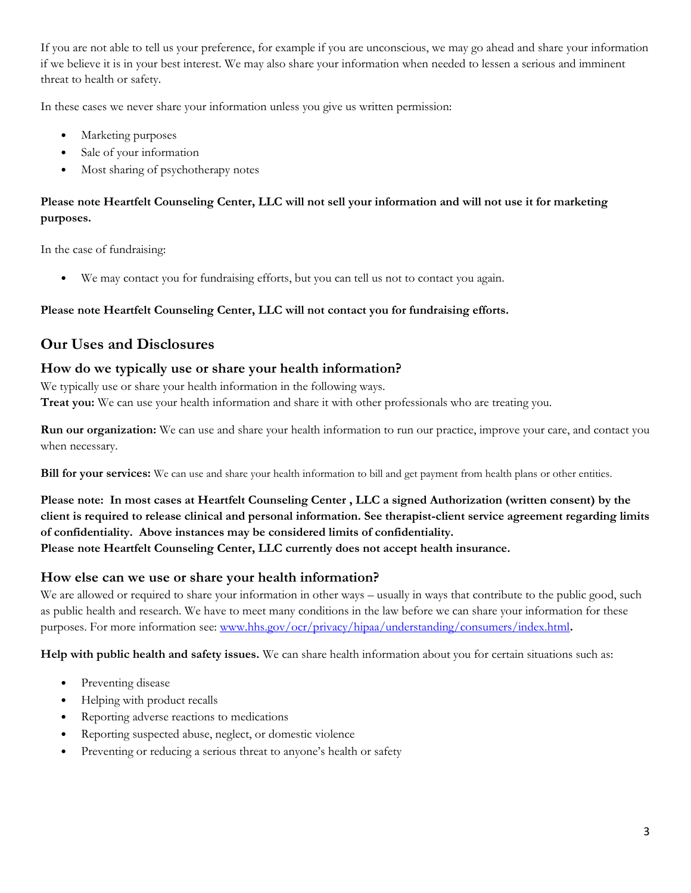If you are not able to tell us your preference, for example if you are unconscious, we may go ahead and share your information if we believe it is in your best interest. We may also share your information when needed to lessen a serious and imminent threat to health or safety.

In these cases we never share your information unless you give us written permission:

- Marketing purposes
- Sale of your information
- Most sharing of psychotherapy notes

**Please note Heartfelt Counseling Center, LLC will not sell your information and will not use it for marketing purposes.**

In the case of fundraising:

- We may contact you for fundraising efforts, but you can tell us not to contact you again.

**Please note Heartfelt Counseling Center, LLC will not contact you for fundraising efforts.**

## Our Uses and Disclosures

### How do we typically use or share your health information?

We typically use or share your health information in the following ways.
**Treat you:** We can use your health information and share it with other professionals who are treating you.

**Run our organization:** We can use and share your health information to run our practice, improve your care, and contact you when necessary.

**Bill for your services:** We can use and share your health information to bill and get payment from health plans or other entities.

**Please note: In most cases at Heartfelt Counseling Center , LLC a signed Authorization (written consent) by the client is required to release clinical and personal information. See therapist-client service agreement regarding limits of confidentiality. Above instances may be considered limits of confidentiality.**
**Please note Heartfelt Counseling Center, LLC currently does not accept health insurance.**

### How else can we use or share your health information?

We are allowed or required to share your information in other ways – usually in ways that contribute to the public good, such as public health and research. We have to meet many conditions in the law before we can share your information for these purposes. For more information see: [www.hhs.gov/ocr/privacy/hipaa/understanding/consumers/index.html](www.hhs.gov/ocr/privacy/hipaa/understanding/consumers/index.html).

**Help with public health and safety issues.** We can share health information about you for certain situations such as:

- Preventing disease
- Helping with product recalls
- Reporting adverse reactions to medications
- Reporting suspected abuse, neglect, or domestic violence
- Preventing or reducing a serious threat to anyone's health or safety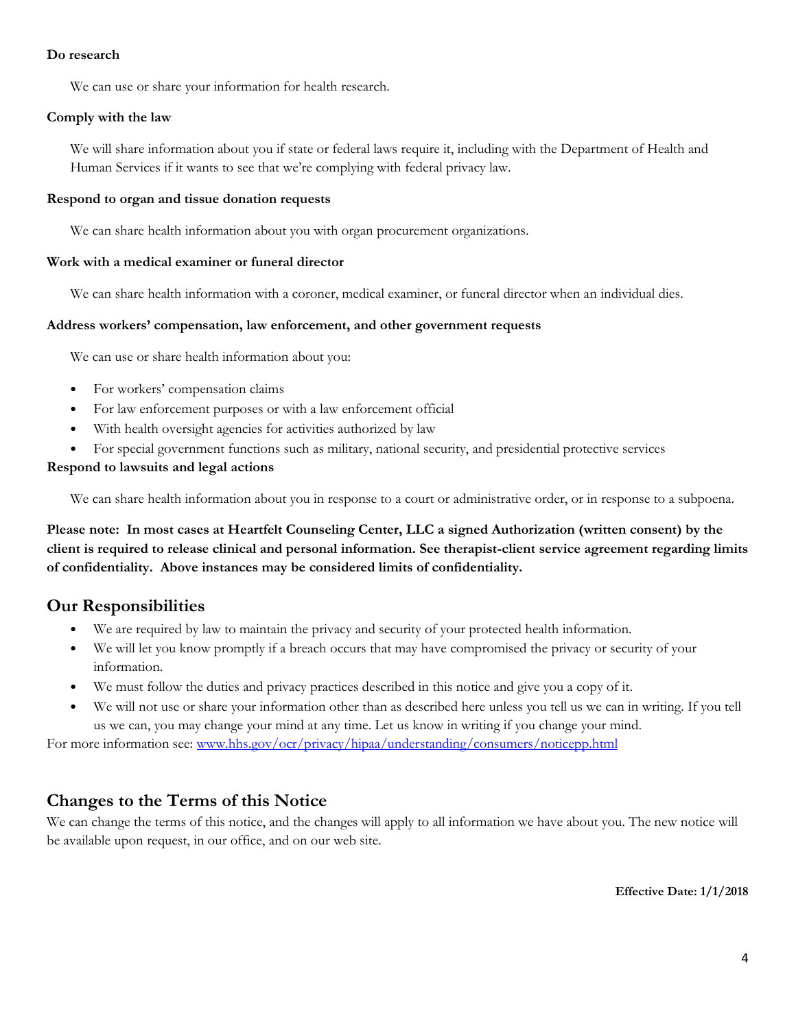**Do research**

We can use or share your information for health research.

**Comply with the law**

We will share information about you if state or federal laws require it, including with the Department of Health and Human Services if it wants to see that we're complying with federal privacy law.

**Respond to organ and tissue donation requests**

We can share health information about you with organ procurement organizations.

**Work with a medical examiner or funeral director**

We can share health information with a coroner, medical examiner, or funeral director when an individual dies.

**Address workers' compensation, law enforcement, and other government requests**

We can use or share health information about you:

- For workers' compensation claims
- For law enforcement purposes or with a law enforcement official
- With health oversight agencies for activities authorized by law
- For special government functions such as military, national security, and presidential protective services

**Respond to lawsuits and legal actions**

We can share health information about you in response to a court or administrative order, or in response to a subpoena.

**Please note: In most cases at Heartfelt Counseling Center, LLC a signed Authorization (written consent) by the client is required to release clinical and personal information. See therapist-client service agreement regarding limits of confidentiality. Above instances may be considered limits of confidentiality.**

## Our Responsibilities

- We are required by law to maintain the privacy and security of your protected health information.
- We will let you know promptly if a breach occurs that may have compromised the privacy or security of your information.
- We must follow the duties and privacy practices described in this notice and give you a copy of it.
- We will not use or share your information other than as described here unless you tell us we can in writing. If you tell us we can, you may change your mind at any time. Let us know in writing if you change your mind.

For more information see: www.hhs.gov/ocr/privacy/hipaa/understanding/consumers/noticepp.html

## Changes to the Terms of this Notice

We can change the terms of this notice, and the changes will apply to all information we have about you. The new notice will be available upon request, in our office, and on our web site.

**Effective Date: 1/1/2018**